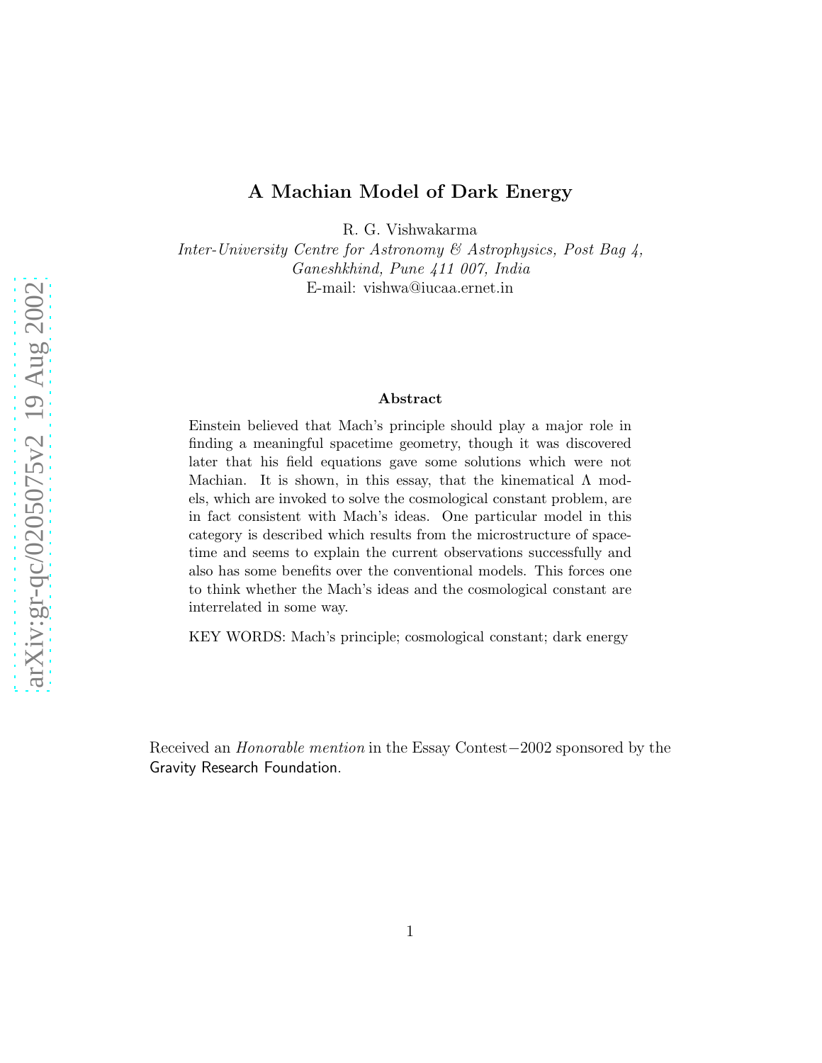# A Machian Model of Dark Energy

R. G. Vishwakarma

*Inter-University Centre for Astronomy & Astrophysics, Post Bag 4, Ganeshkhind, Pune 411 007, India*

E-mail: vishwa@iucaa.ernet.in

**Abstract**

Einstein believed that Mach's principle should play a major role in finding a meaningful spacetime geometry, though it was discovered later that his field equations gave some solutions which were not Machian. It is shown, in this essay, that the kinematical $\Lambda$ models, which are invoked to solve the cosmological constant problem, are in fact consistent with Mach's ideas. One particular model in this category is described which results from the microstructure of spacetime and seems to explain the current observations successfully and also has some benefits over the conventional models. This forces one to think whether the Mach's ideas and the cosmological constant are interrelated in some way.

KEY WORDS: Mach's principle; cosmological constant; dark energy

Received an *Honorable mention* in the Essay Contest−2002 sponsored by the Gravity Research Foundation.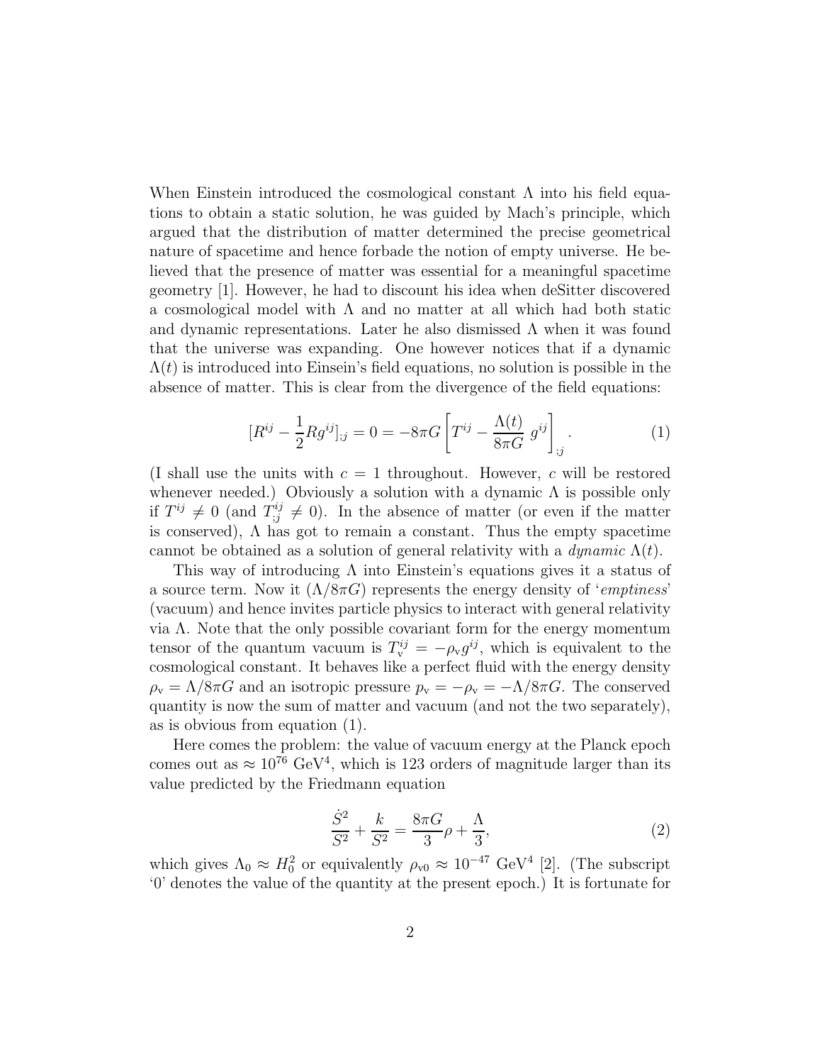When Einstein introduced the cosmological constant $\Lambda$ into his field equations to obtain a static solution, he was guided by Mach's principle, which argued that the distribution of matter determined the precise geometrical nature of spacetime and hence forbade the notion of empty universe. He believed that the presence of matter was essential for a meaningful spacetime geometry [1]. However, he had to discount his idea when deSitter discovered a cosmological model with $\Lambda$ and no matter at all which had both static and dynamic representations. Later he also dismissed $\Lambda$ when it was found that the universe was expanding. One however notices that if a dynamic $\Lambda(t)$ is introduced into Einsein's field equations, no solution is possible in the absence of matter. This is clear from the divergence of the field equations:

$$[R^{ij} - \frac{1}{2}Rg^{ij}]_{;j} = 0 = -8\pi G \left[ T^{ij} - \frac{\Lambda(t)}{8\pi G}\, g^{ij} \right]_{;j}. \tag{1}$$

(I shall use the units with $c = 1$ throughout. However, $c$ will be restored whenever needed.) Obviously a solution with a dynamic $\Lambda$ is possible only if $T^{ij} \neq 0$ (and $T^{ij}_{;j} \neq 0$). In the absence of matter (or even if the matter is conserved), $\Lambda$ has got to remain a constant. Thus the empty spacetime cannot be obtained as a solution of general relativity with a *dynamic* $\Lambda(t)$.

This way of introducing $\Lambda$ into Einstein's equations gives it a status of a source term. Now it $(\Lambda/8\pi G)$ represents the energy density of '*emptiness*' (vacuum) and hence invites particle physics to interact with general relativity via $\Lambda$. Note that the only possible covariant form for the energy momentum tensor of the quantum vacuum is $T^{ij}_{\rm v} = -\rho_{\rm v} g^{ij}$, which is equivalent to the cosmological constant. It behaves like a perfect fluid with the energy density $\rho_{\rm v} = \Lambda/8\pi G$ and an isotropic pressure $p_{\rm v} = -\rho_{\rm v} = -\Lambda/8\pi G$. The conserved quantity is now the sum of matter and vacuum (and not the two separately), as is obvious from equation (1).

Here comes the problem: the value of vacuum energy at the Planck epoch comes out as $\approx 10^{76}$ GeV$^4$, which is 123 orders of magnitude larger than its value predicted by the Friedmann equation

$$\frac{\dot{S}^2}{S^2} + \frac{k}{S^2} = \frac{8\pi G}{3}\rho + \frac{\Lambda}{3}, \tag{2}$$

which gives $\Lambda_0 \approx H_0^2$ or equivalently $\rho_{\rm v0} \approx 10^{-47}$ GeV$^4$ [2]. (The subscript '0' denotes the value of the quantity at the present epoch.) It is fortunate for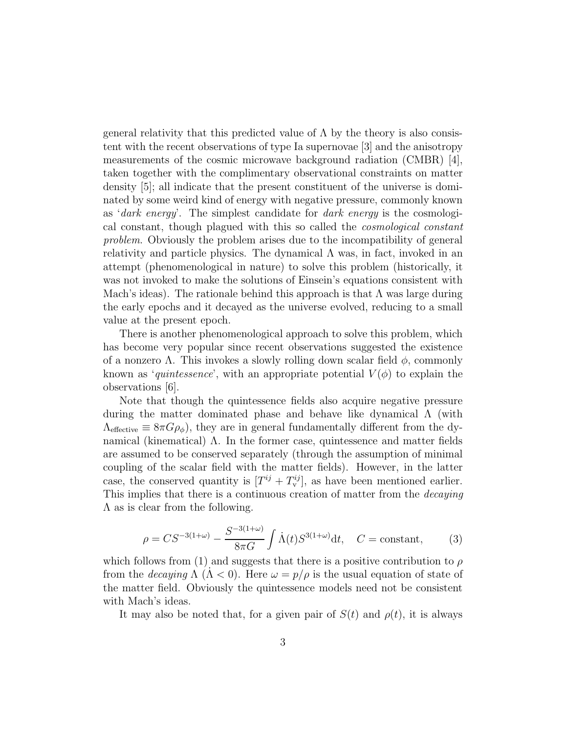general relativity that this predicted value of $\Lambda$ by the theory is also consistent with the recent observations of type Ia supernovae [3] and the anisotropy measurements of the cosmic microwave background radiation (CMBR) [4], taken together with the complimentary observational constraints on matter density [5]; all indicate that the present constituent of the universe is dominated by some weird kind of energy with negative pressure, commonly known as '*dark energy*'. The simplest candidate for *dark energy* is the cosmological constant, though plagued with this so called the *cosmological constant problem*. Obviously the problem arises due to the incompatibility of general relativity and particle physics. The dynamical $\Lambda$ was, in fact, invoked in an attempt (phenomenological in nature) to solve this problem (historically, it was not invoked to make the solutions of Einsein's equations consistent with Mach's ideas). The rationale behind this approach is that $\Lambda$ was large during the early epochs and it decayed as the universe evolved, reducing to a small value at the present epoch.

There is another phenomenological approach to solve this problem, which has become very popular since recent observations suggested the existence of a nonzero $\Lambda$. This invokes a slowly rolling down scalar field $\phi$, commonly known as '*quintessence*', with an appropriate potential $V(\phi)$ to explain the observations [6].

Note that though the quintessence fields also acquire negative pressure during the matter dominated phase and behave like dynamical $\Lambda$ (with $\Lambda_{\text{effective}} \equiv 8\pi G\rho_\phi$), they are in general fundamentally different from the dynamical (kinematical) $\Lambda$. In the former case, quintessence and matter fields are assumed to be conserved separately (through the assumption of minimal coupling of the scalar field with the matter fields). However, in the latter case, the conserved quantity is $[T^{ij} + T^{ij}_{\text{v}}]$, as have been mentioned earlier. This implies that there is a continuous creation of matter from the *decaying* $\Lambda$ as is clear from the following.

$$\rho = CS^{-3(1+\omega)} - \frac{S^{-3(1+\omega)}}{8\pi G}\int \dot{\Lambda}(t) S^{3(1+\omega)} \mathrm{d}t, \quad C = \text{constant}, \tag{3}$$

which follows from (1) and suggests that there is a positive contribution to $\rho$ from the *decaying* $\Lambda$ ($\dot{\Lambda} < 0$). Here $\omega = p/\rho$ is the usual equation of state of the matter field. Obviously the quintessence models need not be consistent with Mach's ideas.

It may also be noted that, for a given pair of $S(t)$ and $\rho(t)$, it is always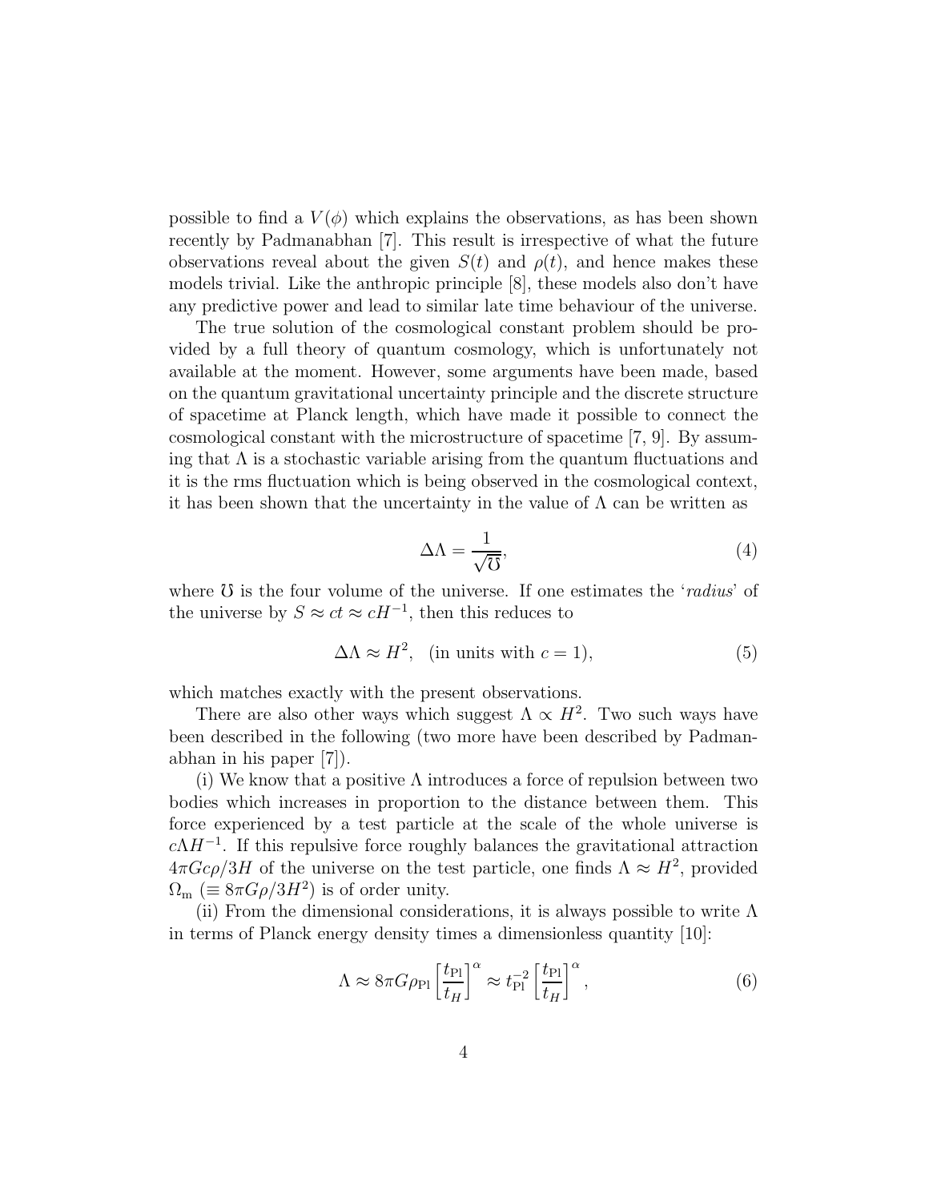possible to find a $V(\phi)$ which explains the observations, as has been shown recently by Padmanabhan [7]. This result is irrespective of what the future observations reveal about the given $S(t)$ and $\rho(t)$, and hence makes these models trivial. Like the anthropic principle [8], these models also don't have any predictive power and lead to similar late time behaviour of the universe.

The true solution of the cosmological constant problem should be provided by a full theory of quantum cosmology, which is unfortunately not available at the moment. However, some arguments have been made, based on the quantum gravitational uncertainty principle and the discrete structure of spacetime at Planck length, which have made it possible to connect the cosmological constant with the microstructure of spacetime [7, 9]. By assuming that $\Lambda$ is a stochastic variable arising from the quantum fluctuations and it is the rms fluctuation which is being observed in the cosmological context, it has been shown that the uncertainty in the value of $\Lambda$ can be written as

$$\Delta\Lambda = \frac{1}{\sqrt{\mho}}, \tag{4}$$

where $\mho$ is the four volume of the universe. If one estimates the '*radius*' of the universe by $S \approx ct \approx cH^{-1}$, then this reduces to

$$\Delta\Lambda \approx H^2, \quad \text{(in units with } c = 1\text{)}, \tag{5}$$

which matches exactly with the present observations.

There are also other ways which suggest $\Lambda \propto H^2$. Two such ways have been described in the following (two more have been described by Padmanabhan in his paper [7]).

(i) We know that a positive $\Lambda$ introduces a force of repulsion between two bodies which increases in proportion to the distance between them. This force experienced by a test particle at the scale of the whole universe is $c\Lambda H^{-1}$. If this repulsive force roughly balances the gravitational attraction $4\pi Gc\rho/3H$ of the universe on the test particle, one finds $\Lambda \approx H^2$, provided $\Omega_{\rm m}$ ($\equiv 8\pi G\rho/3H^2$) is of order unity.

(ii) From the dimensional considerations, it is always possible to write $\Lambda$ in terms of Planck energy density times a dimensionless quantity [10]:

$$\Lambda \approx 8\pi G\rho_{\rm Pl}\left[\frac{t_{\rm Pl}}{t_H}\right]^\alpha \approx t_{\rm Pl}^{-2}\left[\frac{t_{\rm Pl}}{t_H}\right]^\alpha, \tag{6}$$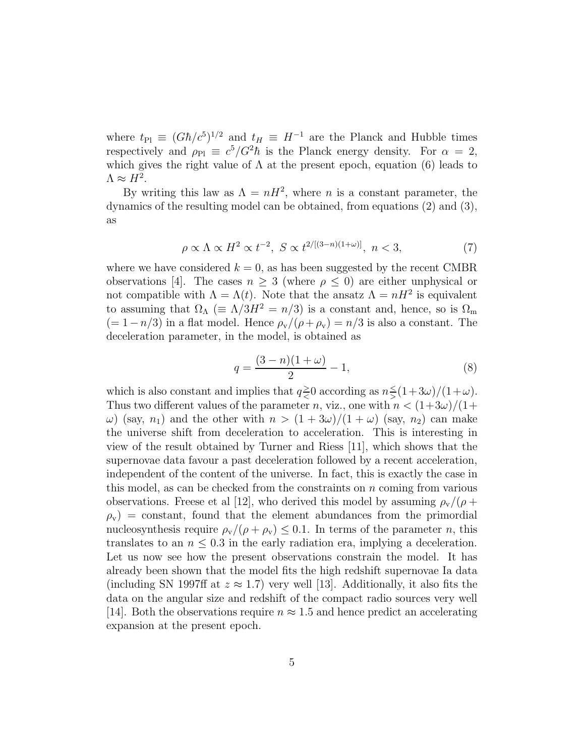where $t_{\rm Pl} \equiv (G\hbar/c^5)^{1/2}$ and $t_H \equiv H^{-1}$ are the Planck and Hubble times respectively and $\rho_{\rm Pl} \equiv c^5/G^2\hbar$ is the Planck energy density. For $\alpha = 2$, which gives the right value of $\Lambda$ at the present epoch, equation (6) leads to $\Lambda \approx H^2$.

By writing this law as $\Lambda = nH^2$, where $n$ is a constant parameter, the dynamics of the resulting model can be obtained, from equations (2) and (3), as

$$\rho \propto \Lambda \propto H^2 \propto t^{-2}, \; S \propto t^{2/[(3-n)(1+\omega)]}, \; n < 3, \tag{7}$$

where we have considered $k = 0$, as has been suggested by the recent CMBR observations [4]. The cases $n \geq 3$ (where $\rho \leq 0$) are either unphysical or not compatible with $\Lambda = \Lambda(t)$. Note that the ansatz $\Lambda = nH^2$ is equivalent to assuming that $\Omega_\Lambda$ ($\equiv \Lambda/3H^2 = n/3$) is a constant and, hence, so is $\Omega_{\rm m}$ ($= 1 - n/3$) in a flat model. Hence $\rho_{\rm v}/(\rho + \rho_{\rm v}) = n/3$ is also a constant. The deceleration parameter, in the model, is obtained as

$$q = \frac{(3-n)(1+\omega)}{2} - 1, \tag{8}$$

which is also constant and implies that $q \gtreqless 0$ according as $n \lesseqgtr (1+3\omega)/(1+\omega)$. Thus two different values of the parameter $n$, viz., one with $n < (1+3\omega)/(1+\omega)$ (say, $n_1$) and the other with $n > (1+3\omega)/(1+\omega)$ (say, $n_2$) can make the universe shift from deceleration to acceleration. This is interesting in view of the result obtained by Turner and Riess [11], which shows that the supernovae data favour a past deceleration followed by a recent acceleration, independent of the content of the universe. In fact, this is exactly the case in this model, as can be checked from the constraints on $n$ coming from various observations. Freese et al [12], who derived this model by assuming $\rho_{\rm v}/(\rho + \rho_{\rm v}) =$ constant, found that the element abundances from the primordial nucleosynthesis require $\rho_{\rm v}/(\rho + \rho_{\rm v}) \leq 0.1$. In terms of the parameter $n$, this translates to an $n \leq 0.3$ in the early radiation era, implying a deceleration. Let us now see how the present observations constrain the model. It has already been shown that the model fits the high redshift supernovae Ia data (including SN 1997ff at $z \approx 1.7$) very well [13]. Additionally, it also fits the data on the angular size and redshift of the compact radio sources very well [14]. Both the observations require $n \approx 1.5$ and hence predict an accelerating expansion at the present epoch.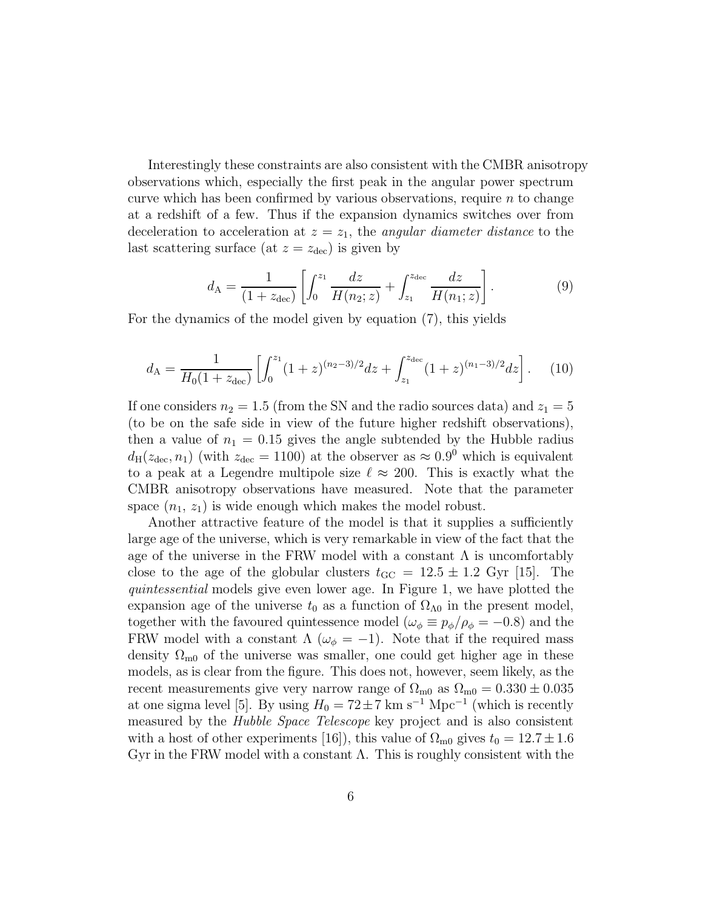Interestingly these constraints are also consistent with the CMBR anisotropy observations which, especially the first peak in the angular power spectrum curve which has been confirmed by various observations, require $n$ to change at a redshift of a few. Thus if the expansion dynamics switches over from deceleration to acceleration at $z = z_1$, the *angular diameter distance* to the last scattering surface (at $z = z_{\rm dec}$) is given by

$$d_{\rm A} = \frac{1}{(1+z_{\rm dec})}\left[\int_0^{z_1}\frac{dz}{H(n_2;z)} + \int_{z_1}^{z_{\rm dec}}\frac{dz}{H(n_1;z)}\right]. \tag{9}$$

For the dynamics of the model given by equation (7), this yields

$$d_{\rm A} = \frac{1}{H_0(1+z_{\rm dec})}\left[\int_0^{z_1}(1+z)^{(n_2-3)/2}dz + \int_{z_1}^{z_{\rm dec}}(1+z)^{(n_1-3)/2}dz\right]. \tag{10}$$

If one considers $n_2 = 1.5$ (from the SN and the radio sources data) and $z_1 = 5$ (to be on the safe side in view of the future higher redshift observations), then a value of $n_1 = 0.15$ gives the angle subtended by the Hubble radius $d_{\rm H}(z_{\rm dec}, n_1)$ (with $z_{\rm dec} = 1100$) at the observer as $\approx 0.9^0$ which is equivalent to a peak at a Legendre multipole size $\ell \approx 200$. This is exactly what the CMBR anisotropy observations have measured. Note that the parameter space ($n_1$, $z_1$) is wide enough which makes the model robust.

Another attractive feature of the model is that it supplies a sufficiently large age of the universe, which is very remarkable in view of the fact that the age of the universe in the FRW model with a constant $\Lambda$ is uncomfortably close to the age of the globular clusters $t_{\rm GC} = 12.5 \pm 1.2$ Gyr [15]. The *quintessential* models give even lower age. In Figure 1, we have plotted the expansion age of the universe $t_0$ as a function of $\Omega_{\Lambda 0}$ in the present model, together with the favoured quintessence model ($\omega_\phi \equiv p_\phi/\rho_\phi = -0.8$) and the FRW model with a constant $\Lambda$ ($\omega_\phi = -1$). Note that if the required mass density $\Omega_{\rm m0}$ of the universe was smaller, one could get higher age in these models, as is clear from the figure. This does not, however, seem likely, as the recent measurements give very narrow range of $\Omega_{\rm m0}$ as $\Omega_{\rm m0} = 0.330 \pm 0.035$ at one sigma level [5]. By using $H_0 = 72 \pm 7$ km s$^{-1}$ Mpc$^{-1}$ (which is recently measured by the *Hubble Space Telescope* key project and is also consistent with a host of other experiments [16]), this value of $\Omega_{\rm m0}$ gives $t_0 = 12.7 \pm 1.6$ Gyr in the FRW model with a constant $\Lambda$. This is roughly consistent with the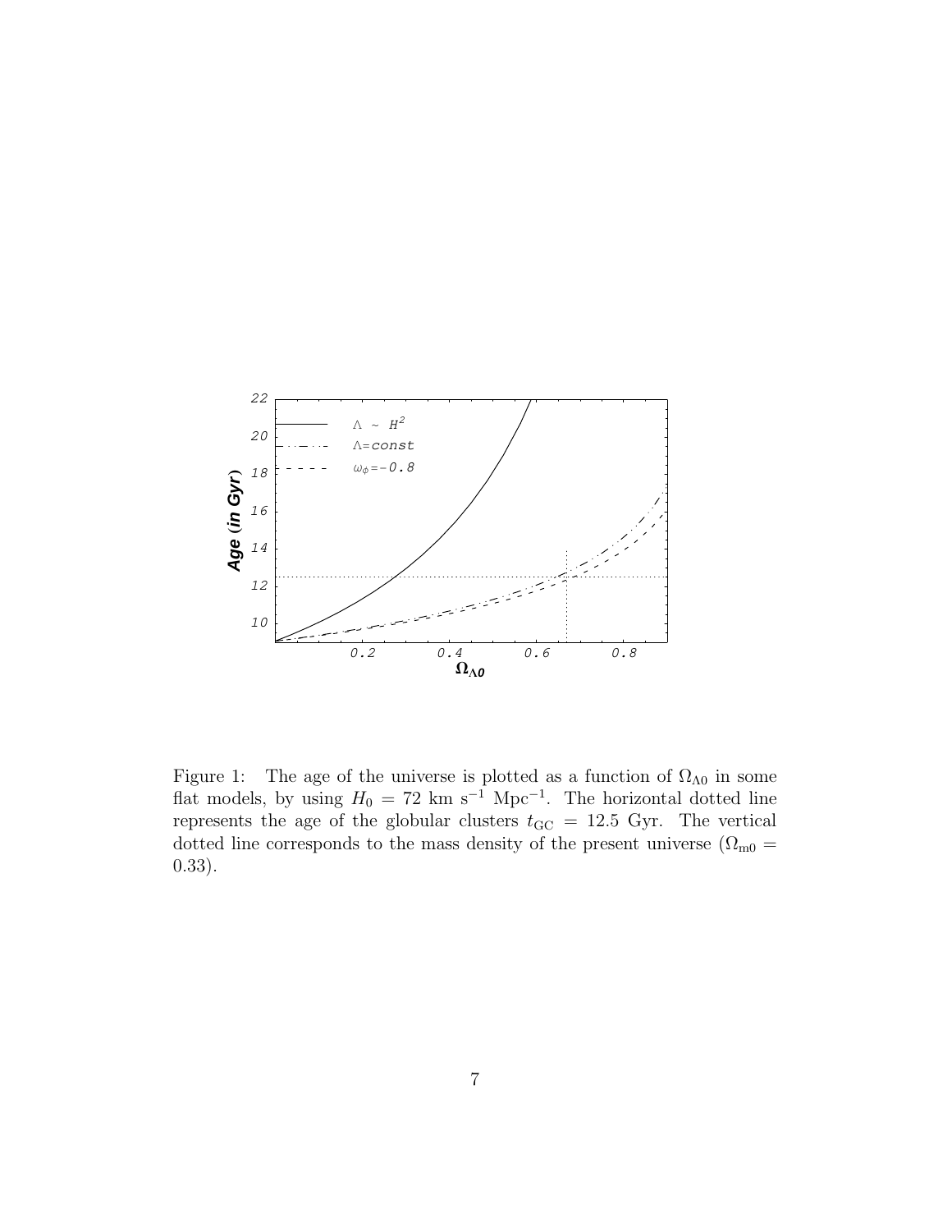Figure 1: The age of the universe is plotted as a function of $\Omega_{\Lambda 0}$ in some flat models, by using $H_0 = 72$ km s$^{-1}$ Mpc$^{-1}$. The horizontal dotted line represents the age of the globular clusters $t_{\rm GC} = 12.5$ Gyr. The vertical dotted line corresponds to the mass density of the present universe ($\Omega_{\rm m0} = 0.33$).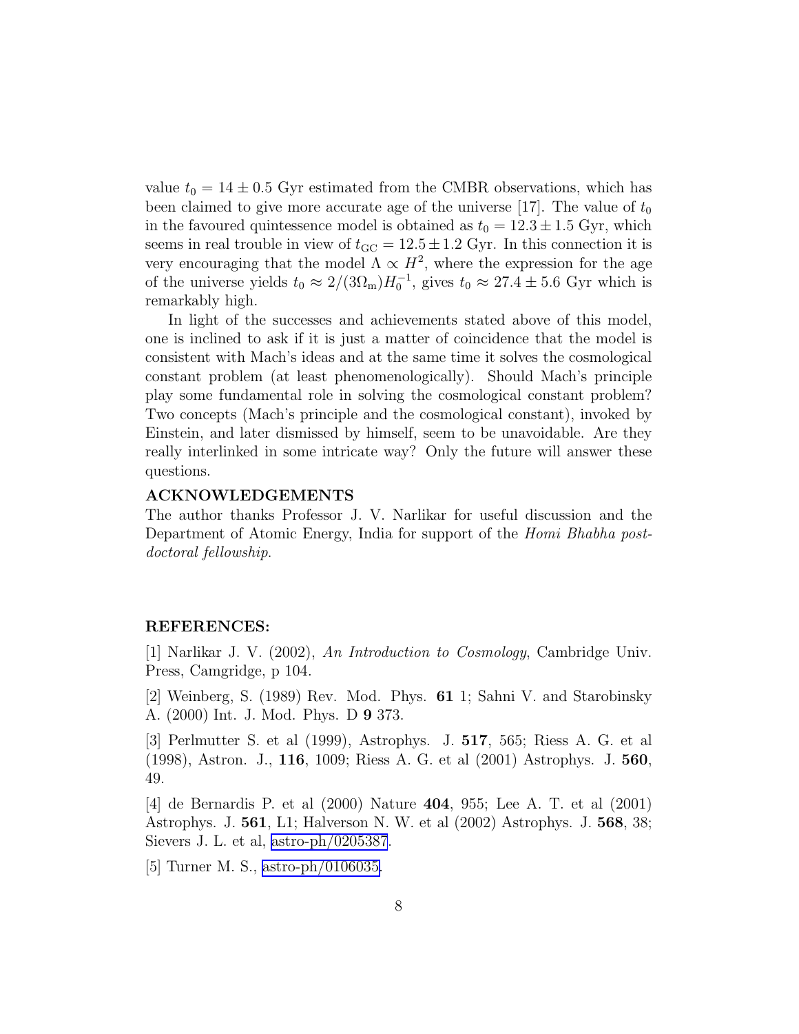value $t_0 = 14 \pm 0.5$ Gyr estimated from the CMBR observations, which has been claimed to give more accurate age of the universe [17]. The value of $t_0$ in the favoured quintessence model is obtained as $t_0 = 12.3 \pm 1.5$ Gyr, which seems in real trouble in view of $t_{\rm GC} = 12.5 \pm 1.2$ Gyr. In this connection it is very encouraging that the model $\Lambda \propto H^2$, where the expression for the age of the universe yields $t_0 \approx 2/(3\Omega_{\rm m})H_0^{-1}$, gives $t_0 \approx 27.4 \pm 5.6$ Gyr which is remarkably high.

In light of the successes and achievements stated above of this model, one is inclined to ask if it is just a matter of coincidence that the model is consistent with Mach's ideas and at the same time it solves the cosmological constant problem (at least phenomenologically). Should Mach's principle play some fundamental role in solving the cosmological constant problem? Two concepts (Mach's principle and the cosmological constant), invoked by Einstein, and later dismissed by himself, seem to be unavoidable. Are they really interlinked in some intricate way? Only the future will answer these questions.

**ACKNOWLEDGEMENTS**

The author thanks Professor J. V. Narlikar for useful discussion and the Department of Atomic Energy, India for support of the *Homi Bhabha post-doctoral fellowship*.

**REFERENCES:**

[1] Narlikar J. V. (2002), *An Introduction to Cosmology*, Cambridge Univ. Press, Camgridge, p 104.

[2] Weinberg, S. (1989) Rev. Mod. Phys. **61** 1; Sahni V. and Starobinsky A. (2000) Int. J. Mod. Phys. D **9** 373.

[3] Perlmutter S. et al (1999), Astrophys. J. **517**, 565; Riess A. G. et al (1998), Astron. J., **116**, 1009; Riess A. G. et al (2001) Astrophys. J. **560**, 49.

[4] de Bernardis P. et al (2000) Nature **404**, 955; Lee A. T. et al (2001) Astrophys. J. **561**, L1; Halverson N. W. et al (2002) Astrophys. J. **568**, 38; Sievers J. L. et al, astro-ph/0205387.

[5] Turner M. S., astro-ph/0106035.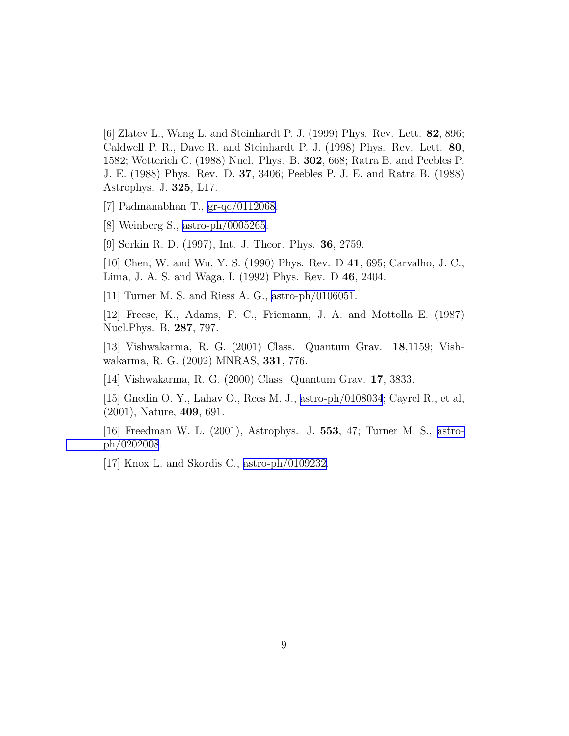[6] Zlatev L., Wang L. and Steinhardt P. J. (1999) Phys. Rev. Lett. **82**, 896; Caldwell P. R., Dave R. and Steinhardt P. J. (1998) Phys. Rev. Lett. **80**, 1582; Wetterich C. (1988) Nucl. Phys. B. **302**, 668; Ratra B. and Peebles P. J. E. (1988) Phys. Rev. D. **37**, 3406; Peebles P. J. E. and Ratra B. (1988) Astrophys. J. **325**, L17.

[7] Padmanabhan T., gr-qc/0112068.

[8] Weinberg S., astro-ph/0005265.

[9] Sorkin R. D. (1997), Int. J. Theor. Phys. **36**, 2759.

[10] Chen, W. and Wu, Y. S. (1990) Phys. Rev. D **41**, 695; Carvalho, J. C., Lima, J. A. S. and Waga, I. (1992) Phys. Rev. D **46**, 2404.

[11] Turner M. S. and Riess A. G., astro-ph/0106051.

[12] Freese, K., Adams, F. C., Friemann, J. A. and Mottolla E. (1987) Nucl.Phys. B, **287**, 797.

[13] Vishwakarma, R. G. (2001) Class. Quantum Grav. **18**,1159; Vishwakarma, R. G. (2002) MNRAS, **331**, 776.

[14] Vishwakarma, R. G. (2000) Class. Quantum Grav. **17**, 3833.

[15] Gnedin O. Y., Lahav O., Rees M. J., astro-ph/0108034; Cayrel R., et al, (2001), Nature, **409**, 691.

[16] Freedman W. L. (2001), Astrophys. J. **553**, 47; Turner M. S., astro-ph/0202008.

[17] Knox L. and Skordis C., astro-ph/0109232.